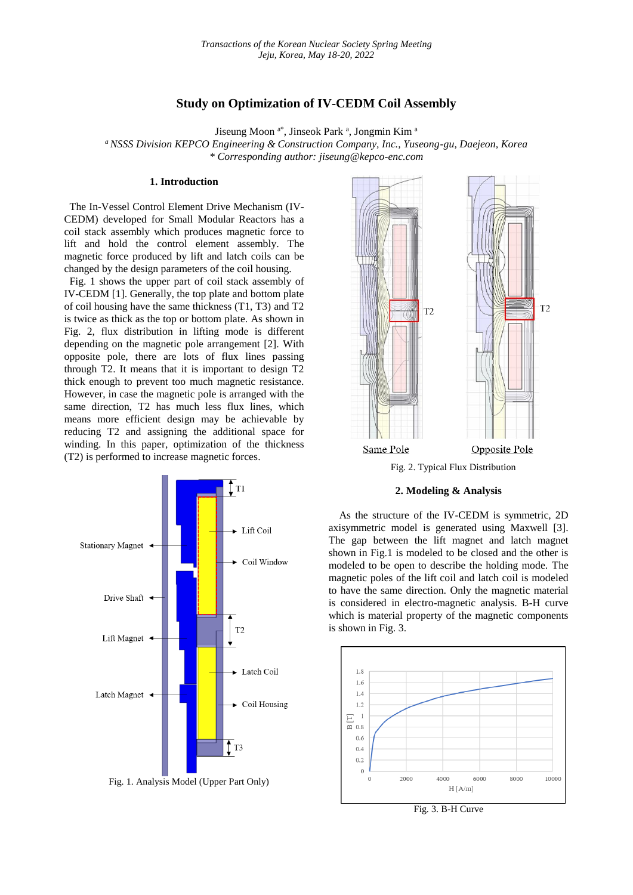# Study on Optimization of IV-CEDM Coil Assembly

Jiseung Moon [a*], Jinseok Park [a], Jongmin Kim [a]

[a] *NSSS Division KEPCO Engineering & Construction Company, Inc., Yuseong-gu, Daejeon, Korea*

*\* Corresponding author: jiseung@kepco-enc.com*

## 1. Introduction

The In-Vessel Control Element Drive Mechanism (IV-CEDM) developed for Small Modular Reactors has a coil stack assembly which produces magnetic force to lift and hold the control element assembly. The magnetic force produced by lift and latch coils can be changed by the design parameters of the coil housing.

Fig. 1 shows the upper part of coil stack assembly of IV-CEDM [1]. Generally, the top plate and bottom plate of coil housing have the same thickness (T1, T3) and T2 is twice as thick as the top or bottom plate. As shown in Fig. 2, flux distribution in lifting mode is different depending on the magnetic pole arrangement [2]. With opposite pole, there are lots of flux lines passing through T2. It means that it is important to design T2 thick enough to prevent too much magnetic resistance. However, in case the magnetic pole is arranged with the same direction, T2 has much less flux lines, which means more efficient design may be achievable by reducing T2 and assigning the additional space for winding. In this paper, optimization of the thickness (T2) is performed to increase magnetic forces.

Fig. 1. Analysis Model (Upper Part Only)

Fig. 2. Typical Flux Distribution

## 2. Modeling & Analysis

As the structure of the IV-CEDM is symmetric, 2D axisymmetric model is generated using Maxwell [3]. The gap between the lift magnet and latch magnet shown in Fig.1 is modeled to be closed and the other is modeled to be open to describe the holding mode. The magnetic poles of the lift coil and latch coil is modeled to have the same direction. Only the magnetic material is considered in electro-magnetic analysis. B-H curve which is material property of the magnetic components is shown in Fig. 3.

Fig. 3. B-H Curve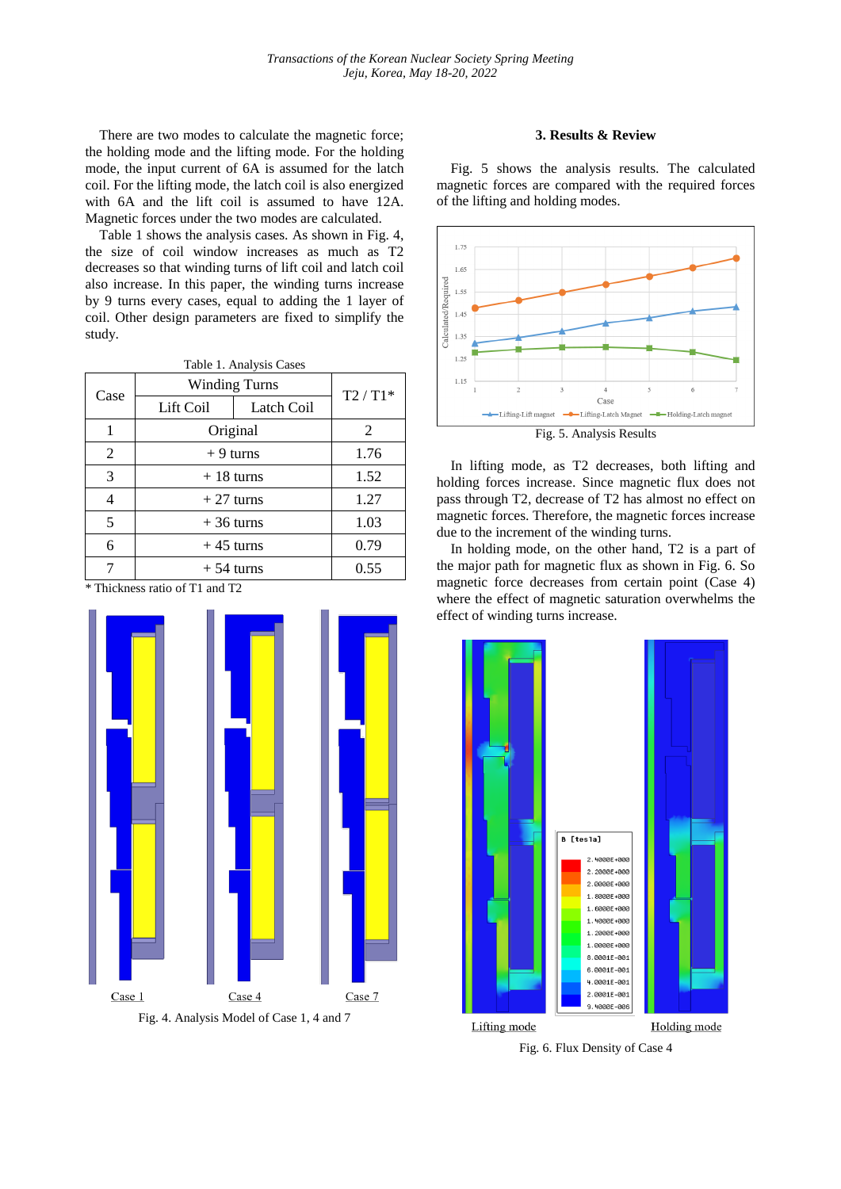There are two modes to calculate the magnetic force; the holding mode and the lifting mode. For the holding mode, the input current of 6A is assumed for the latch coil. For the lifting mode, the latch coil is also energized with 6A and the lift coil is assumed to have 12A. Magnetic forces under the two modes are calculated.

Table 1 shows the analysis cases. As shown in Fig. 4, the size of coil window increases as much as T2 decreases so that winding turns of lift coil and latch coil also increase. In this paper, the winding turns increase by 9 turns every cases, equal to adding the 1 layer of coil. Other design parameters are fixed to simplify the study.

Table 1. Analysis Cases

| Case | Winding Turns | | T2 / T1* |
|---|---|---|---|
| | Lift Coil | Latch Coil | |
| 1 | Original | | 2 |
| 2 | + 9 turns | | 1.76 |
| 3 | + 18 turns | | 1.52 |
| 4 | + 27 turns | | 1.27 |
| 5 | + 36 turns | | 1.03 |
| 6 | + 45 turns | | 0.79 |
| 7 | + 54 turns | | 0.55 |

\* Thickness ratio of T1 and T2

Case 1 &emsp; Case 4 &emsp; Case 7

Fig. 4. Analysis Model of Case 1, 4 and 7

## 3. Results & Review

Fig. 5 shows the analysis results. The calculated magnetic forces are compared with the required forces of the lifting and holding modes.

Fig. 5. Analysis Results

In lifting mode, as T2 decreases, both lifting and holding forces increase. Since magnetic flux does not pass through T2, decrease of T2 has almost no effect on magnetic forces. Therefore, the magnetic forces increase due to the increment of the winding turns.

In holding mode, on the other hand, T2 is a part of the major path for magnetic flux as shown in Fig. 6. So magnetic force decreases from certain point (Case 4) where the effect of magnetic saturation overwhelms the effect of winding turns increase.

Lifting mode &emsp; Holding mode

Fig. 6. Flux Density of Case 4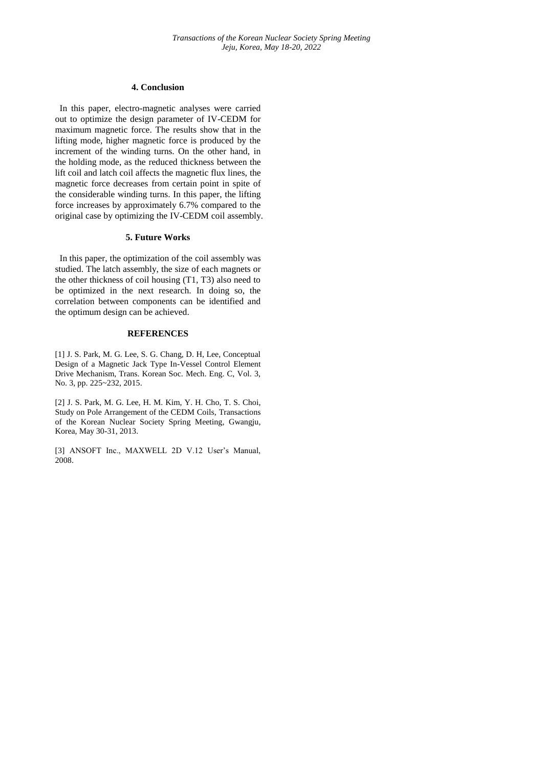## 4. Conclusion

In this paper, electro-magnetic analyses were carried out to optimize the design parameter of IV-CEDM for maximum magnetic force. The results show that in the lifting mode, higher magnetic force is produced by the increment of the winding turns. On the other hand, in the holding mode, as the reduced thickness between the lift coil and latch coil affects the magnetic flux lines, the magnetic force decreases from certain point in spite of the considerable winding turns. In this paper, the lifting force increases by approximately 6.7% compared to the original case by optimizing the IV-CEDM coil assembly.

## 5. Future Works

In this paper, the optimization of the coil assembly was studied. The latch assembly, the size of each magnets or the other thickness of coil housing (T1, T3) also need to be optimized in the next research. In doing so, the correlation between components can be identified and the optimum design can be achieved.

## REFERENCES

[1] J. S. Park, M. G. Lee, S. G. Chang, D. H, Lee, Conceptual Design of a Magnetic Jack Type In-Vessel Control Element Drive Mechanism, Trans. Korean Soc. Mech. Eng. C, Vol. 3, No. 3, pp. 225~232, 2015.

[2] J. S. Park, M. G. Lee, H. M. Kim, Y. H. Cho, T. S. Choi, Study on Pole Arrangement of the CEDM Coils, Transactions of the Korean Nuclear Society Spring Meeting, Gwangju, Korea, May 30-31, 2013.

[3] ANSOFT Inc., MAXWELL 2D V.12 User's Manual, 2008.